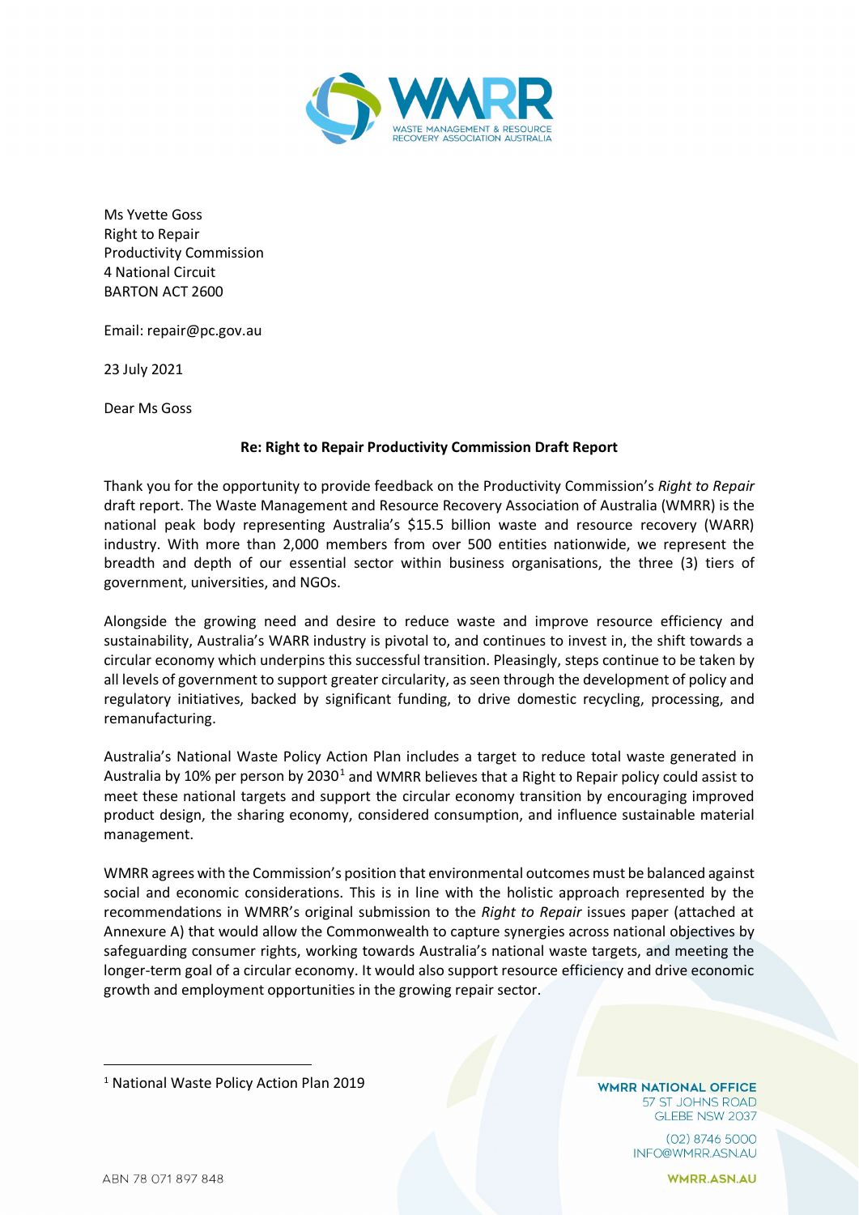Ms Yvette Goss
Right to Repair
Productivity Commission
4 National Circuit
BARTON ACT 2600

Email: repair@pc.gov.au

23 July 2021

Dear Ms Goss

**Re: Right to Repair Productivity Commission Draft Report**

Thank you for the opportunity to provide feedback on the Productivity Commission's *Right to Repair* draft report. The Waste Management and Resource Recovery Association of Australia (WMRR) is the national peak body representing Australia's $15.5 billion waste and resource recovery (WARR) industry. With more than 2,000 members from over 500 entities nationwide, we represent the breadth and depth of our essential sector within business organisations, the three (3) tiers of government, universities, and NGOs.

Alongside the growing need and desire to reduce waste and improve resource efficiency and sustainability, Australia's WARR industry is pivotal to, and continues to invest in, the shift towards a circular economy which underpins this successful transition. Pleasingly, steps continue to be taken by all levels of government to support greater circularity, as seen through the development of policy and regulatory initiatives, backed by significant funding, to drive domestic recycling, processing, and remanufacturing.

Australia's National Waste Policy Action Plan includes a target to reduce total waste generated in Australia by 10% per person by 2030[1] and WMRR believes that a Right to Repair policy could assist to meet these national targets and support the circular economy transition by encouraging improved product design, the sharing economy, considered consumption, and influence sustainable material management.

WMRR agrees with the Commission's position that environmental outcomes must be balanced against social and economic considerations. This is in line with the holistic approach represented by the recommendations in WMRR's original submission to the *Right to Repair* issues paper (attached at Annexure A) that would allow the Commonwealth to capture synergies across national objectives by safeguarding consumer rights, working towards Australia's national waste targets, and meeting the longer-term goal of a circular economy. It would also support resource efficiency and drive economic growth and employment opportunities in the growing repair sector.

[1] National Waste Policy Action Plan 2019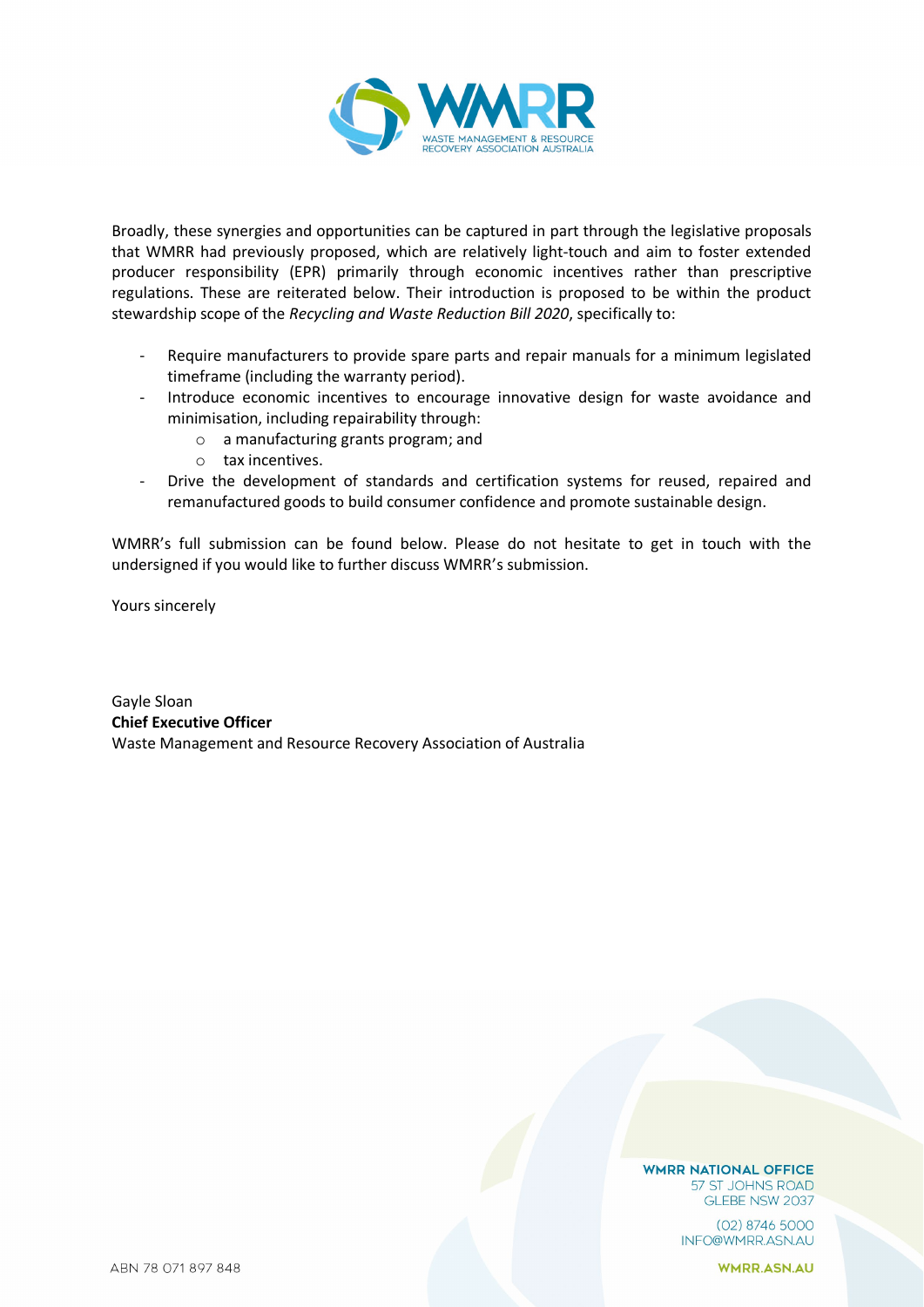Broadly, these synergies and opportunities can be captured in part through the legislative proposals that WMRR had previously proposed, which are relatively light-touch and aim to foster extended producer responsibility (EPR) primarily through economic incentives rather than prescriptive regulations. These are reiterated below. Their introduction is proposed to be within the product stewardship scope of the *Recycling and Waste Reduction Bill 2020*, specifically to:

- Require manufacturers to provide spare parts and repair manuals for a minimum legislated timeframe (including the warranty period).
- Introduce economic incentives to encourage innovative design for waste avoidance and minimisation, including repairability through:
  - a manufacturing grants program; and
  - tax incentives.
- Drive the development of standards and certification systems for reused, repaired and remanufactured goods to build consumer confidence and promote sustainable design.

WMRR's full submission can be found below. Please do not hesitate to get in touch with the undersigned if you would like to further discuss WMRR's submission.

Yours sincerely

Gayle Sloan
**Chief Executive Officer**
Waste Management and Resource Recovery Association of Australia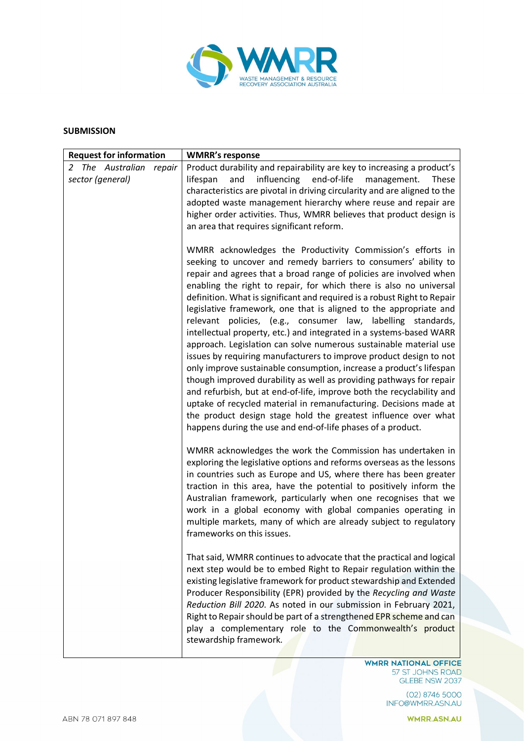**SUBMISSION**

| Request for information | WMRR's response |
|---|---|
| *2 The Australian repair sector (general)* | Product durability and repairability are key to increasing a product's lifespan and influencing end-of-life management. These characteristics are pivotal in driving circularity and are aligned to the adopted waste management hierarchy where reuse and repair are higher order activities. Thus, WMRR believes that product design is an area that requires significant reform.<br><br>WMRR acknowledges the Productivity Commission's efforts in seeking to uncover and remedy barriers to consumers' ability to repair and agrees that a broad range of policies are involved when enabling the right to repair, for which there is also no universal definition. What is significant and required is a robust Right to Repair legislative framework, one that is aligned to the appropriate and relevant policies, (e.g., consumer law, labelling standards, intellectual property, etc.) and integrated in a systems-based WARR approach. Legislation can solve numerous sustainable material use issues by requiring manufacturers to improve product design to not only improve sustainable consumption, increase a product's lifespan though improved durability as well as providing pathways for repair and refurbish, but at end-of-life, improve both the recyclability and uptake of recycled material in remanufacturing. Decisions made at the product design stage hold the greatest influence over what happens during the use and end-of-life phases of a product.<br><br>WMRR acknowledges the work the Commission has undertaken in exploring the legislative options and reforms overseas as the lessons in countries such as Europe and US, where there has been greater traction in this area, have the potential to positively inform the Australian framework, particularly when one recognises that we work in a global economy with global companies operating in multiple markets, many of which are already subject to regulatory frameworks on this issues.<br><br>That said, WMRR continues to advocate that the practical and logical next step would be to embed Right to Repair regulation within the existing legislative framework for product stewardship and Extended Producer Responsibility (EPR) provided by the *Recycling and Waste Reduction Bill 2020*. As noted in our submission in February 2021, Right to Repair should be part of a strengthened EPR scheme and can play a complementary role to the Commonwealth's product stewardship framework. |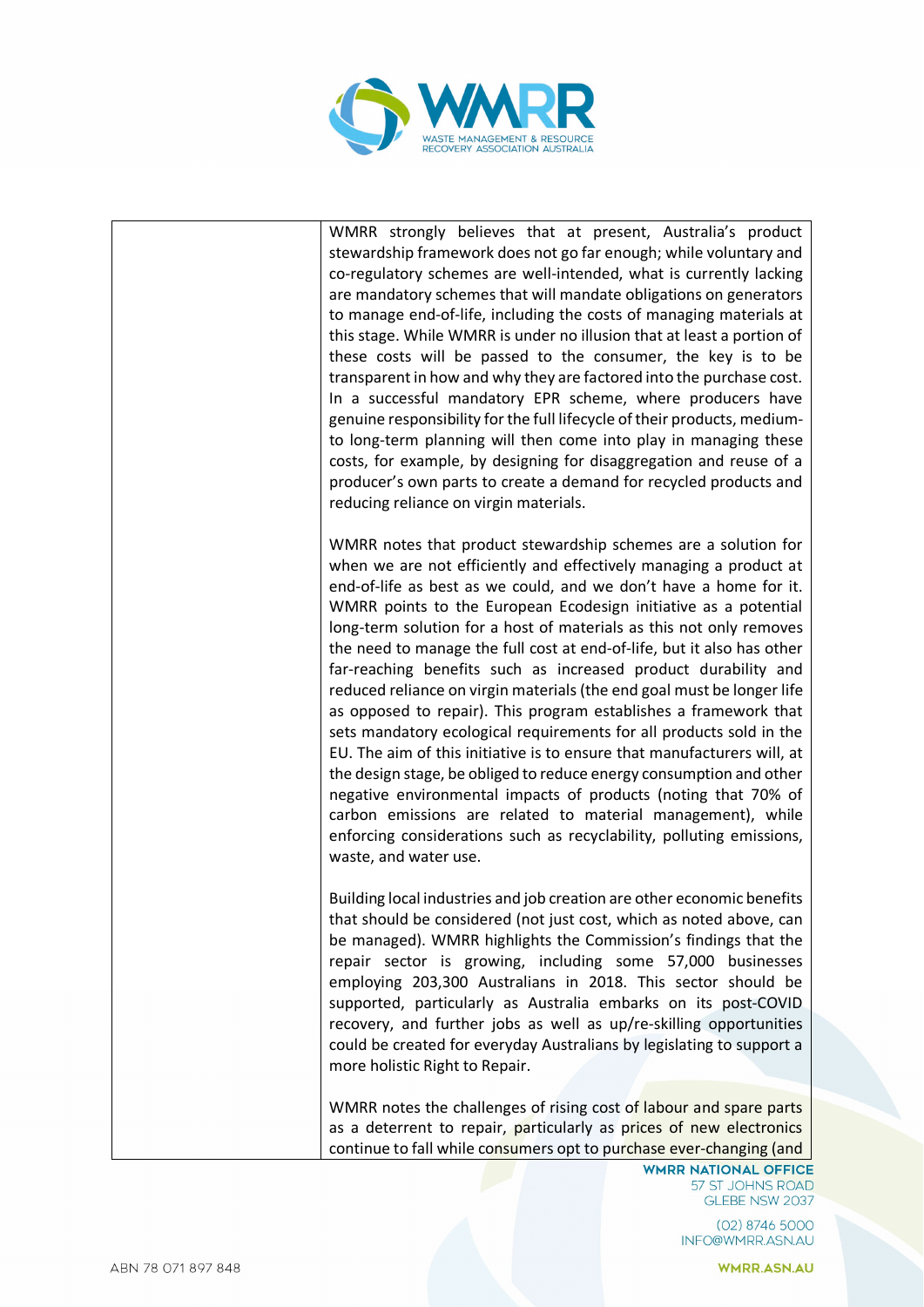| | |
|---|---|
| | WMRR strongly believes that at present, Australia's product stewardship framework does not go far enough; while voluntary and co-regulatory schemes are well-intended, what is currently lacking are mandatory schemes that will mandate obligations on generators to manage end-of-life, including the costs of managing materials at this stage. While WMRR is under no illusion that at least a portion of these costs will be passed to the consumer, the key is to be transparent in how and why they are factored into the purchase cost. In a successful mandatory EPR scheme, where producers have genuine responsibility for the full lifecycle of their products, medium- to long-term planning will then come into play in managing these costs, for example, by designing for disaggregation and reuse of a producer's own parts to create a demand for recycled products and reducing reliance on virgin materials.<br><br>WMRR notes that product stewardship schemes are a solution for when we are not efficiently and effectively managing a product at end-of-life as best as we could, and we don't have a home for it. WMRR points to the European Ecodesign initiative as a potential long-term solution for a host of materials as this not only removes the need to manage the full cost at end-of-life, but it also has other far-reaching benefits such as increased product durability and reduced reliance on virgin materials (the end goal must be longer life as opposed to repair). This program establishes a framework that sets mandatory ecological requirements for all products sold in the EU. The aim of this initiative is to ensure that manufacturers will, at the design stage, be obliged to reduce energy consumption and other negative environmental impacts of products (noting that 70% of carbon emissions are related to material management), while enforcing considerations such as recyclability, polluting emissions, waste, and water use.<br><br>Building local industries and job creation are other economic benefits that should be considered (not just cost, which as noted above, can be managed). WMRR highlights the Commission's findings that the repair sector is growing, including some 57,000 businesses employing 203,300 Australians in 2018. This sector should be supported, particularly as Australia embarks on its post-COVID recovery, and further jobs as well as up/re-skilling opportunities could be created for everyday Australians by legislating to support a more holistic Right to Repair.<br><br>WMRR notes the challenges of rising cost of labour and spare parts as a deterrent to repair, particularly as prices of new electronics continue to fall while consumers opt to purchase ever-changing (and |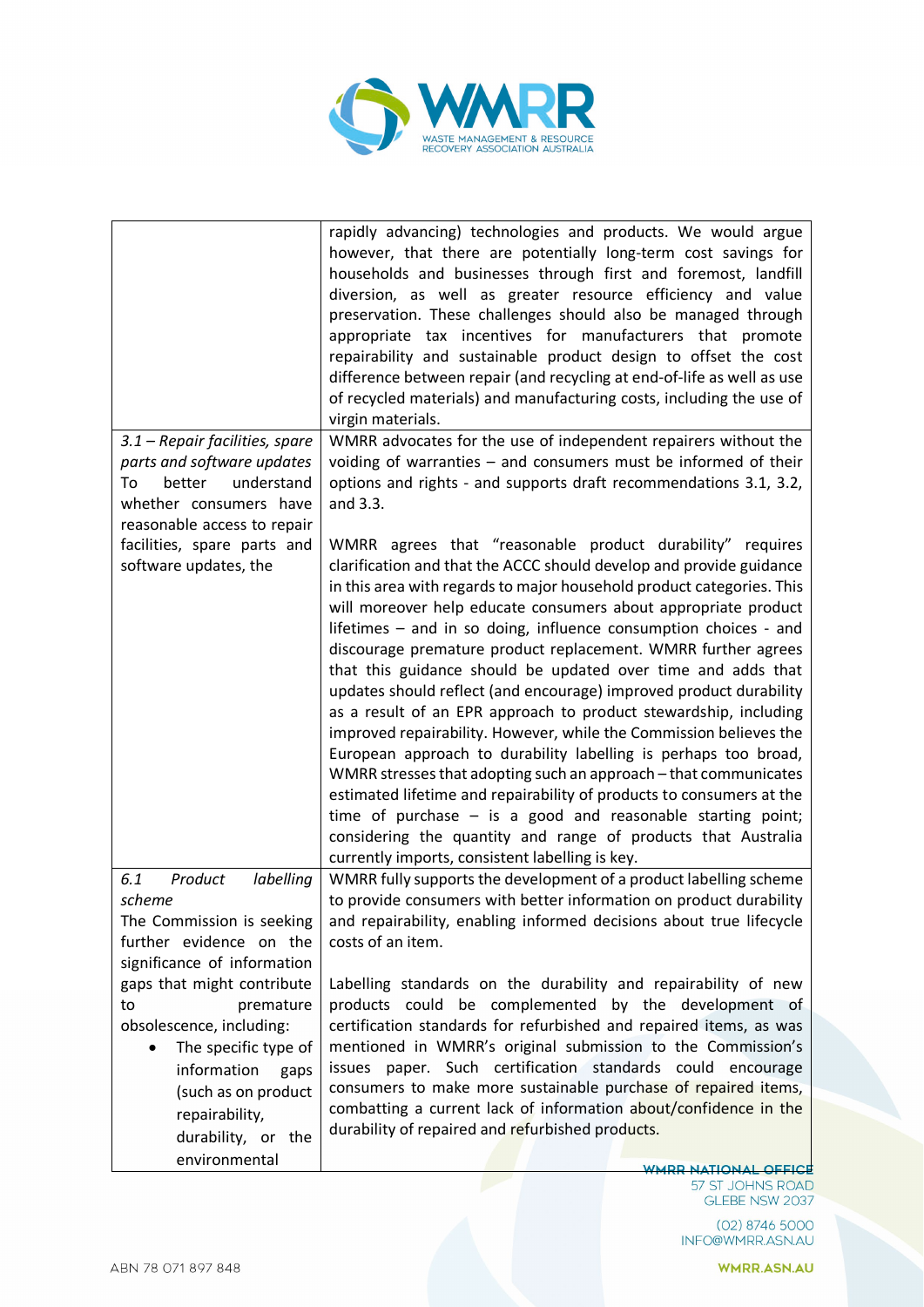| | |
|---|---|
| | rapidly advancing) technologies and products. We would argue however, that there are potentially long-term cost savings for households and businesses through first and foremost, landfill diversion, as well as greater resource efficiency and value preservation. These challenges should also be managed through appropriate tax incentives for manufacturers that promote repairability and sustainable product design to offset the cost difference between repair (and recycling at end-of-life as well as use of recycled materials) and manufacturing costs, including the use of virgin materials. |
| *3.1 – Repair facilities, spare parts and software updates*<br>To better understand whether consumers have reasonable access to repair facilities, spare parts and software updates, the | WMRR advocates for the use of independent repairers without the voiding of warranties – and consumers must be informed of their options and rights - and supports draft recommendations 3.1, 3.2, and 3.3.<br><br>WMRR agrees that "reasonable product durability" requires clarification and that the ACCC should develop and provide guidance in this area with regards to major household product categories. This will moreover help educate consumers about appropriate product lifetimes – and in so doing, influence consumption choices - and discourage premature product replacement. WMRR further agrees that this guidance should be updated over time and adds that updates should reflect (and encourage) improved product durability as a result of an EPR approach to product stewardship, including improved repairability. However, while the Commission believes the European approach to durability labelling is perhaps too broad, WMRR stresses that adopting such an approach – that communicates estimated lifetime and repairability of products to consumers at the time of purchase – is a good and reasonable starting point; considering the quantity and range of products that Australia currently imports, consistent labelling is key. |
| *6.1 Product labelling scheme*<br>The Commission is seeking further evidence on the significance of information gaps that might contribute to premature obsolescence, including:<br>• The specific type of information gaps (such as on product repairability, durability, or the environmental | WMRR fully supports the development of a product labelling scheme to provide consumers with better information on product durability and repairability, enabling informed decisions about true lifecycle costs of an item.<br><br>Labelling standards on the durability and repairability of new products could be complemented by the development of certification standards for refurbished and repaired items, as was mentioned in WMRR's original submission to the Commission's issues paper. Such certification standards could encourage consumers to make more sustainable purchase of repaired items, combatting a current lack of information about/confidence in the durability of repaired and refurbished products. |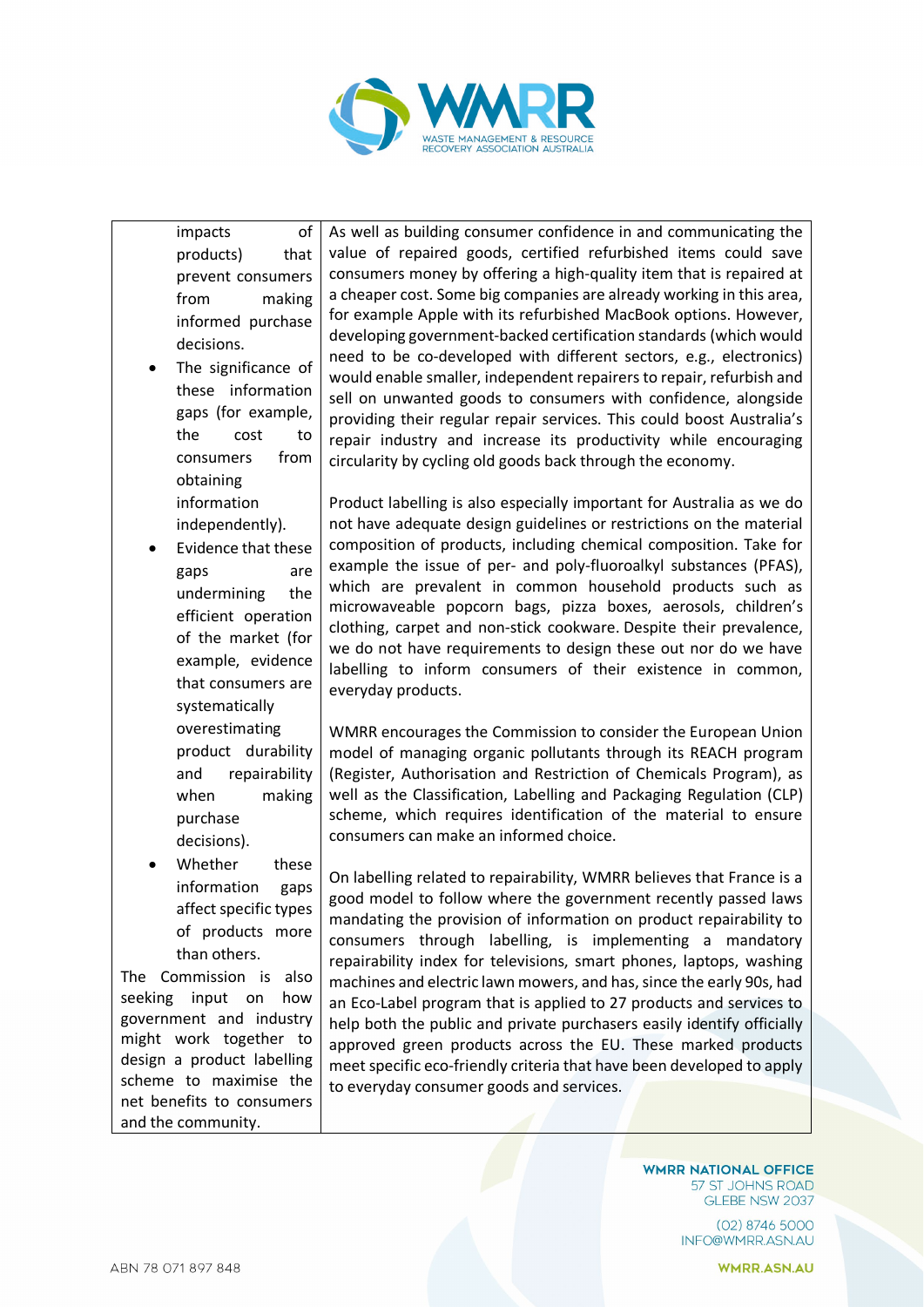| | |
|---|---|
| impacts of products) that prevent consumers from making informed purchase decisions.<br>• The significance of these information gaps (for example, the cost to consumers from obtaining information independently).<br>• Evidence that these gaps are undermining the efficient operation of the market (for example, evidence that consumers are systematically overestimating product durability and repairability when making purchase decisions).<br>• Whether these information gaps affect specific types of products more than others.<br>The Commission is also seeking input on how government and industry might work together to design a product labelling scheme to maximise the net benefits to consumers and the community. | As well as building consumer confidence in and communicating the value of repaired goods, certified refurbished items could save consumers money by offering a high-quality item that is repaired at a cheaper cost. Some big companies are already working in this area, for example Apple with its refurbished MacBook options. However, developing government-backed certification standards (which would need to be co-developed with different sectors, e.g., electronics) would enable smaller, independent repairers to repair, refurbish and sell on unwanted goods to consumers with confidence, alongside providing their regular repair services. This could boost Australia's repair industry and increase its productivity while encouraging circularity by cycling old goods back through the economy.<br><br>Product labelling is also especially important for Australia as we do not have adequate design guidelines or restrictions on the material composition of products, including chemical composition. Take for example the issue of per- and poly-fluoroalkyl substances (PFAS), which are prevalent in common household products such as microwaveable popcorn bags, pizza boxes, aerosols, children's clothing, carpet and non-stick cookware. Despite their prevalence, we do not have requirements to design these out nor do we have labelling to inform consumers of their existence in common, everyday products.<br><br>WMRR encourages the Commission to consider the European Union model of managing organic pollutants through its REACH program (Register, Authorisation and Restriction of Chemicals Program), as well as the Classification, Labelling and Packaging Regulation (CLP) scheme, which requires identification of the material to ensure consumers can make an informed choice.<br><br>On labelling related to repairability, WMRR believes that France is a good model to follow where the government recently passed laws mandating the provision of information on product repairability to consumers through labelling, is implementing a mandatory repairability index for televisions, smart phones, laptops, washing machines and electric lawn mowers, and has, since the early 90s, had an Eco-Label program that is applied to 27 products and services to help both the public and private purchasers easily identify officially approved green products across the EU. These marked products meet specific eco-friendly criteria that have been developed to apply to everyday consumer goods and services. |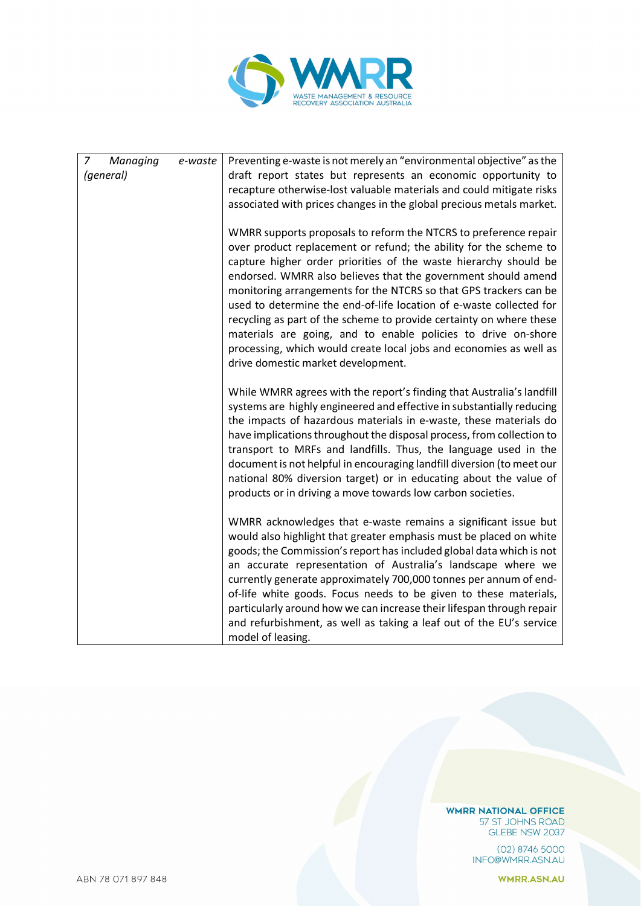| | |
|---|---|
| *7 Managing e-waste (general)* | Preventing e-waste is not merely an "environmental objective" as the draft report states but represents an economic opportunity to recapture otherwise-lost valuable materials and could mitigate risks associated with prices changes in the global precious metals market.<br><br>WMRR supports proposals to reform the NTCRS to preference repair over product replacement or refund; the ability for the scheme to capture higher order priorities of the waste hierarchy should be endorsed. WMRR also believes that the government should amend monitoring arrangements for the NTCRS so that GPS trackers can be used to determine the end-of-life location of e-waste collected for recycling as part of the scheme to provide certainty on where these materials are going, and to enable policies to drive on-shore processing, which would create local jobs and economies as well as drive domestic market development.<br><br>While WMRR agrees with the report's finding that Australia's landfill systems are highly engineered and effective in substantially reducing the impacts of hazardous materials in e-waste, these materials do have implications throughout the disposal process, from collection to transport to MRFs and landfills. Thus, the language used in the document is not helpful in encouraging landfill diversion (to meet our national 80% diversion target) or in educating about the value of products or in driving a move towards low carbon societies.<br><br>WMRR acknowledges that e-waste remains a significant issue but would also highlight that greater emphasis must be placed on white goods; the Commission's report has included global data which is not an accurate representation of Australia's landscape where we currently generate approximately 700,000 tonnes per annum of end-of-life white goods. Focus needs to be given to these materials, particularly around how we can increase their lifespan through repair and refurbishment, as well as taking a leaf out of the EU's service model of leasing. |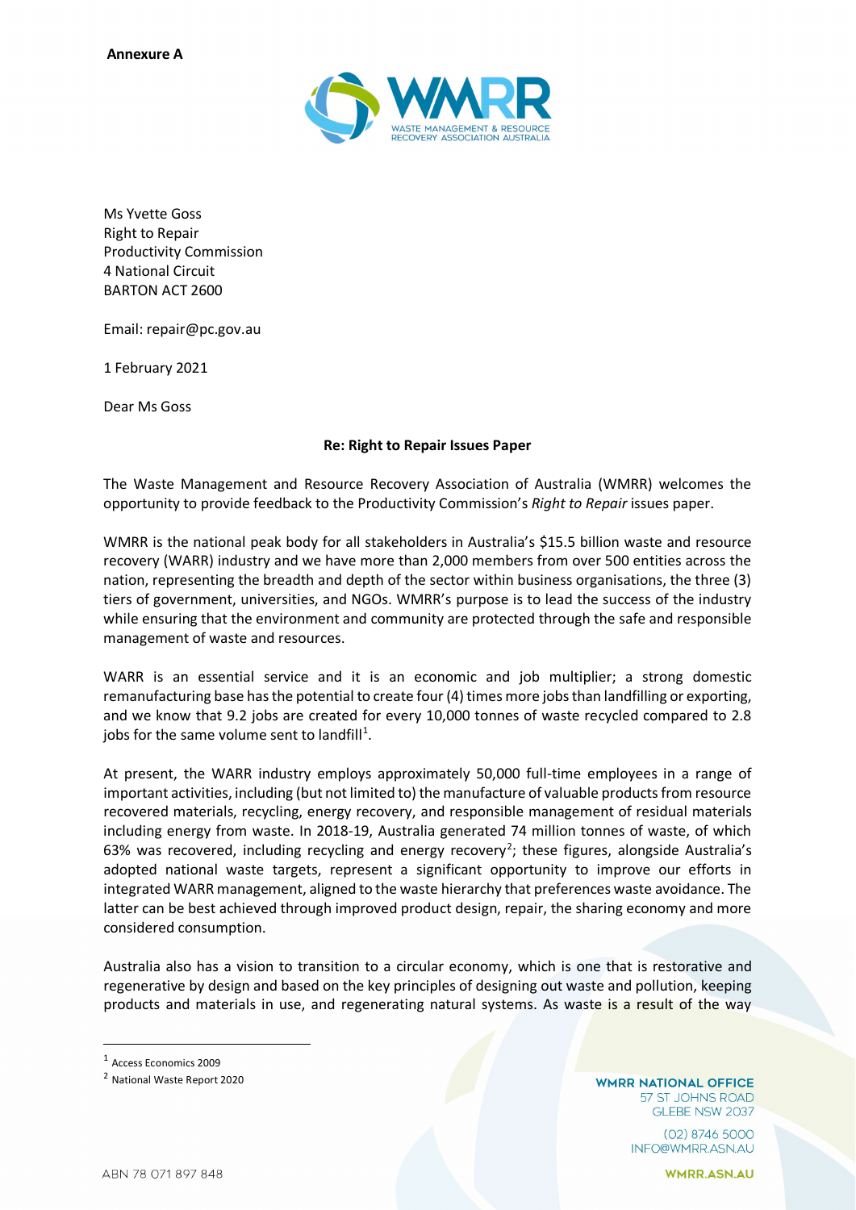**Annexure A**

Ms Yvette Goss
Right to Repair
Productivity Commission
4 National Circuit
BARTON ACT 2600

Email: repair@pc.gov.au

1 February 2021

Dear Ms Goss

**Re: Right to Repair Issues Paper**

The Waste Management and Resource Recovery Association of Australia (WMRR) welcomes the opportunity to provide feedback to the Productivity Commission's *Right to Repair* issues paper.

WMRR is the national peak body for all stakeholders in Australia's $15.5 billion waste and resource recovery (WARR) industry and we have more than 2,000 members from over 500 entities across the nation, representing the breadth and depth of the sector within business organisations, the three (3) tiers of government, universities, and NGOs. WMRR's purpose is to lead the success of the industry while ensuring that the environment and community are protected through the safe and responsible management of waste and resources.

WARR is an essential service and it is an economic and job multiplier; a strong domestic remanufacturing base has the potential to create four (4) times more jobs than landfilling or exporting, and we know that 9.2 jobs are created for every 10,000 tonnes of waste recycled compared to 2.8 jobs for the same volume sent to landfill[1].

At present, the WARR industry employs approximately 50,000 full-time employees in a range of important activities, including (but not limited to) the manufacture of valuable products from resource recovered materials, recycling, energy recovery, and responsible management of residual materials including energy from waste. In 2018-19, Australia generated 74 million tonnes of waste, of which 63% was recovered, including recycling and energy recovery[2]; these figures, alongside Australia's adopted national waste targets, represent a significant opportunity to improve our efforts in integrated WARR management, aligned to the waste hierarchy that preferences waste avoidance. The latter can be best achieved through improved product design, repair, the sharing economy and more considered consumption.

Australia also has a vision to transition to a circular economy, which is one that is restorative and regenerative by design and based on the key principles of designing out waste and pollution, keeping products and materials in use, and regenerating natural systems. As waste is a result of the way

[1] Access Economics 2009

[2] National Waste Report 2020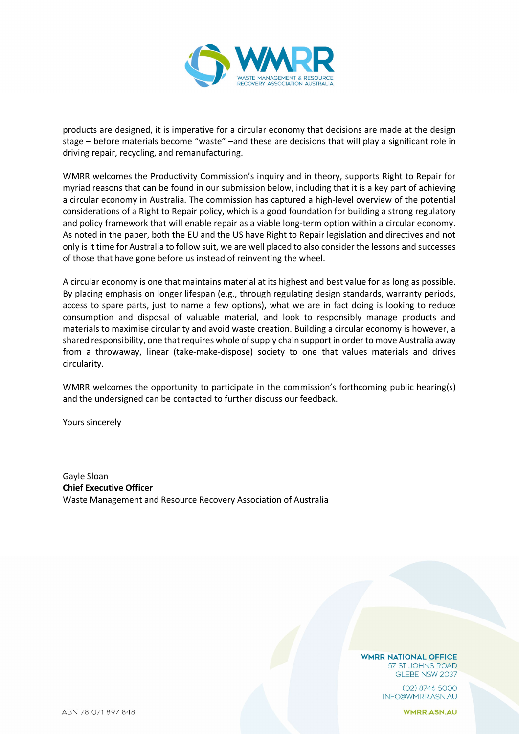products are designed, it is imperative for a circular economy that decisions are made at the design stage – before materials become "waste" –and these are decisions that will play a significant role in driving repair, recycling, and remanufacturing.

WMRR welcomes the Productivity Commission's inquiry and in theory, supports Right to Repair for myriad reasons that can be found in our submission below, including that it is a key part of achieving a circular economy in Australia. The commission has captured a high-level overview of the potential considerations of a Right to Repair policy, which is a good foundation for building a strong regulatory and policy framework that will enable repair as a viable long-term option within a circular economy. As noted in the paper, both the EU and the US have Right to Repair legislation and directives and not only is it time for Australia to follow suit, we are well placed to also consider the lessons and successes of those that have gone before us instead of reinventing the wheel.

A circular economy is one that maintains material at its highest and best value for as long as possible. By placing emphasis on longer lifespan (e.g., through regulating design standards, warranty periods, access to spare parts, just to name a few options), what we are in fact doing is looking to reduce consumption and disposal of valuable material, and look to responsibly manage products and materials to maximise circularity and avoid waste creation. Building a circular economy is however, a shared responsibility, one that requires whole of supply chain support in order to move Australia away from a throwaway, linear (take-make-dispose) society to one that values materials and drives circularity.

WMRR welcomes the opportunity to participate in the commission's forthcoming public hearing(s) and the undersigned can be contacted to further discuss our feedback.

Yours sincerely

Gayle Sloan
**Chief Executive Officer**
Waste Management and Resource Recovery Association of Australia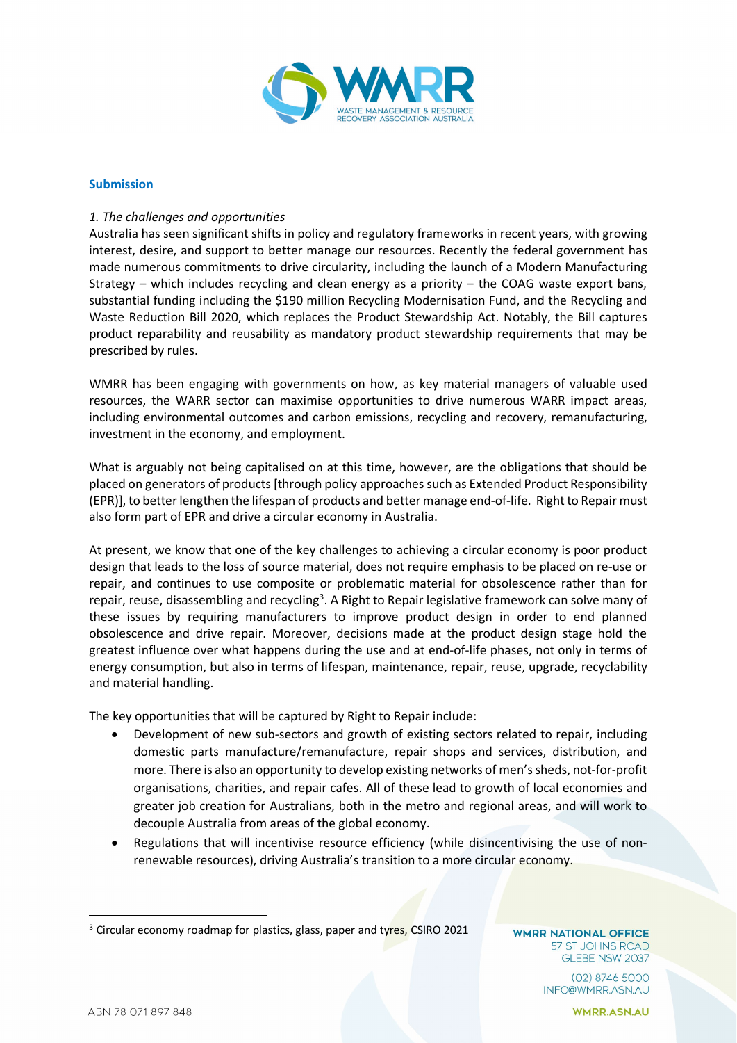## Submission

*1. The challenges and opportunities*

Australia has seen significant shifts in policy and regulatory frameworks in recent years, with growing interest, desire, and support to better manage our resources. Recently the federal government has made numerous commitments to drive circularity, including the launch of a Modern Manufacturing Strategy – which includes recycling and clean energy as a priority – the COAG waste export bans, substantial funding including the $190 million Recycling Modernisation Fund, and the Recycling and Waste Reduction Bill 2020, which replaces the Product Stewardship Act. Notably, the Bill captures product reparability and reusability as mandatory product stewardship requirements that may be prescribed by rules.

WMRR has been engaging with governments on how, as key material managers of valuable used resources, the WARR sector can maximise opportunities to drive numerous WARR impact areas, including environmental outcomes and carbon emissions, recycling and recovery, remanufacturing, investment in the economy, and employment.

What is arguably not being capitalised on at this time, however, are the obligations that should be placed on generators of products [through policy approaches such as Extended Product Responsibility (EPR)], to better lengthen the lifespan of products and better manage end-of-life. Right to Repair must also form part of EPR and drive a circular economy in Australia.

At present, we know that one of the key challenges to achieving a circular economy is poor product design that leads to the loss of source material, does not require emphasis to be placed on re-use or repair, and continues to use composite or problematic material for obsolescence rather than for repair, reuse, disassembling and recycling[3]. A Right to Repair legislative framework can solve many of these issues by requiring manufacturers to improve product design in order to end planned obsolescence and drive repair. Moreover, decisions made at the product design stage hold the greatest influence over what happens during the use and at end-of-life phases, not only in terms of energy consumption, but also in terms of lifespan, maintenance, repair, reuse, upgrade, recyclability and material handling.

The key opportunities that will be captured by Right to Repair include:

- Development of new sub-sectors and growth of existing sectors related to repair, including domestic parts manufacture/remanufacture, repair shops and services, distribution, and more. There is also an opportunity to develop existing networks of men's sheds, not-for-profit organisations, charities, and repair cafes. All of these lead to growth of local economies and greater job creation for Australians, both in the metro and regional areas, and will work to decouple Australia from areas of the global economy.
- Regulations that will incentivise resource efficiency (while disincentivising the use of non-renewable resources), driving Australia's transition to a more circular economy.

[3] Circular economy roadmap for plastics, glass, paper and tyres, CSIRO 2021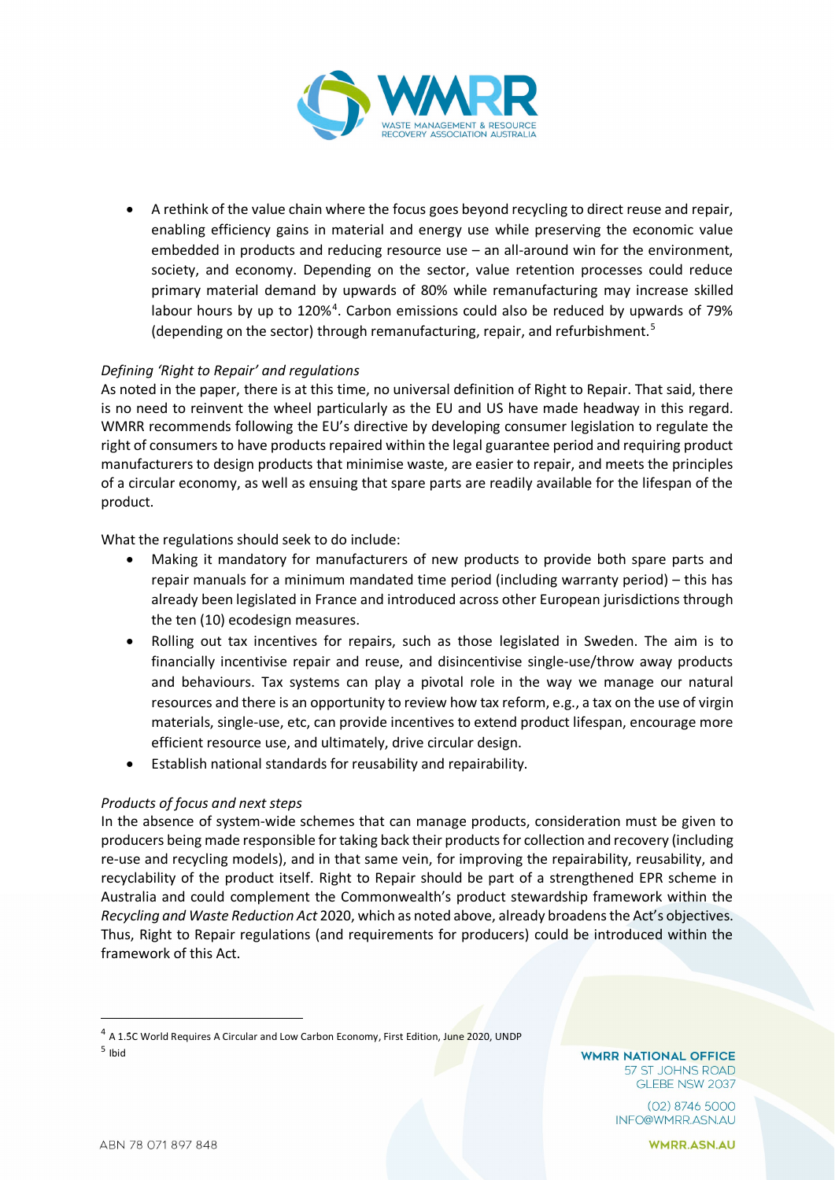- A rethink of the value chain where the focus goes beyond recycling to direct reuse and repair, enabling efficiency gains in material and energy use while preserving the economic value embedded in products and reducing resource use – an all-around win for the environment, society, and economy. Depending on the sector, value retention processes could reduce primary material demand by upwards of 80% while remanufacturing may increase skilled labour hours by up to 120%[4]. Carbon emissions could also be reduced by upwards of 79% (depending on the sector) through remanufacturing, repair, and refurbishment.[5]

*Defining 'Right to Repair' and regulations*

As noted in the paper, there is at this time, no universal definition of Right to Repair. That said, there is no need to reinvent the wheel particularly as the EU and US have made headway in this regard. WMRR recommends following the EU's directive by developing consumer legislation to regulate the right of consumers to have products repaired within the legal guarantee period and requiring product manufacturers to design products that minimise waste, are easier to repair, and meets the principles of a circular economy, as well as ensuing that spare parts are readily available for the lifespan of the product.

What the regulations should seek to do include:

- Making it mandatory for manufacturers of new products to provide both spare parts and repair manuals for a minimum mandated time period (including warranty period) – this has already been legislated in France and introduced across other European jurisdictions through the ten (10) ecodesign measures.
- Rolling out tax incentives for repairs, such as those legislated in Sweden. The aim is to financially incentivise repair and reuse, and disincentivise single-use/throw away products and behaviours. Tax systems can play a pivotal role in the way we manage our natural resources and there is an opportunity to review how tax reform, e.g., a tax on the use of virgin materials, single-use, etc, can provide incentives to extend product lifespan, encourage more efficient resource use, and ultimately, drive circular design.
- Establish national standards for reusability and repairability.

*Products of focus and next steps*

In the absence of system-wide schemes that can manage products, consideration must be given to producers being made responsible for taking back their products for collection and recovery (including re-use and recycling models), and in that same vein, for improving the repairability, reusability, and recyclability of the product itself. Right to Repair should be part of a strengthened EPR scheme in Australia and could complement the Commonwealth's product stewardship framework within the *Recycling and Waste Reduction Act* 2020, which as noted above, already broadens the Act's objectives. Thus, Right to Repair regulations (and requirements for producers) could be introduced within the framework of this Act.

---

[4] A 1.5C World Requires A Circular and Low Carbon Economy, First Edition, June 2020, UNDP

[5] Ibid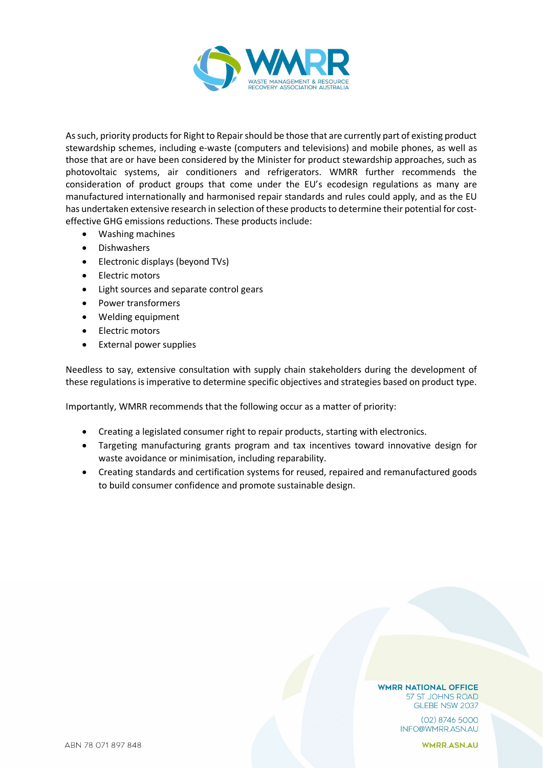As such, priority products for Right to Repair should be those that are currently part of existing product stewardship schemes, including e-waste (computers and televisions) and mobile phones, as well as those that are or have been considered by the Minister for product stewardship approaches, such as photovoltaic systems, air conditioners and refrigerators. WMRR further recommends the consideration of product groups that come under the EU's ecodesign regulations as many are manufactured internationally and harmonised repair standards and rules could apply, and as the EU has undertaken extensive research in selection of these products to determine their potential for cost-effective GHG emissions reductions. These products include:

- Washing machines
- Dishwashers
- Electronic displays (beyond TVs)
- Electric motors
- Light sources and separate control gears
- Power transformers
- Welding equipment
- Electric motors
- External power supplies

Needless to say, extensive consultation with supply chain stakeholders during the development of these regulations is imperative to determine specific objectives and strategies based on product type.

Importantly, WMRR recommends that the following occur as a matter of priority:

- Creating a legislated consumer right to repair products, starting with electronics.
- Targeting manufacturing grants program and tax incentives toward innovative design for waste avoidance or minimisation, including reparability.
- Creating standards and certification systems for reused, repaired and remanufactured goods to build consumer confidence and promote sustainable design.